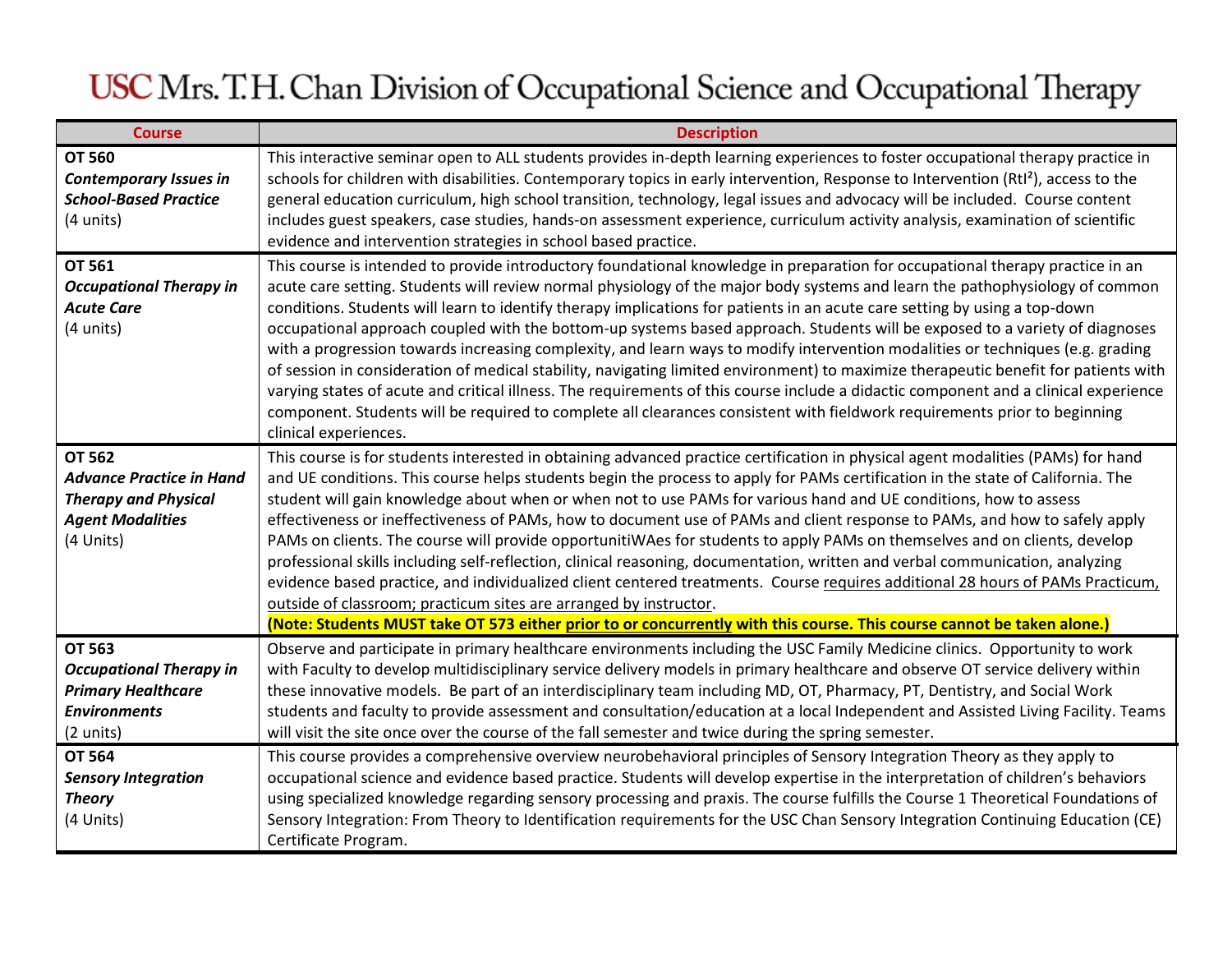# USC Mrs. T.H. Chan Division of Occupational Science and Occupational Therapy

| Course | Description |
|---|---|
| **OT 560**<br>***Contemporary Issues in School-Based Practice***<br>(4 units) | This interactive seminar open to ALL students provides in-depth learning experiences to foster occupational therapy practice in schools for children with disabilities. Contemporary topics in early intervention, Response to Intervention (RtI²), access to the general education curriculum, high school transition, technology, legal issues and advocacy will be included. Course content includes guest speakers, case studies, hands-on assessment experience, curriculum activity analysis, examination of scientific evidence and intervention strategies in school based practice. |
| **OT 561**<br>***Occupational Therapy in Acute Care***<br>(4 units) | This course is intended to provide introductory foundational knowledge in preparation for occupational therapy practice in an acute care setting. Students will review normal physiology of the major body systems and learn the pathophysiology of common conditions. Students will learn to identify therapy implications for patients in an acute care setting by using a top-down occupational approach coupled with the bottom-up systems based approach. Students will be exposed to a variety of diagnoses with a progression towards increasing complexity, and learn ways to modify intervention modalities or techniques (e.g. grading of session in consideration of medical stability, navigating limited environment) to maximize therapeutic benefit for patients with varying states of acute and critical illness. The requirements of this course include a didactic component and a clinical experience component. Students will be required to complete all clearances consistent with fieldwork requirements prior to beginning clinical experiences. |
| **OT 562**<br>***Advance Practice in Hand Therapy and Physical Agent Modalities***<br>(4 Units) | This course is for students interested in obtaining advanced practice certification in physical agent modalities (PAMs) for hand and UE conditions. This course helps students begin the process to apply for PAMs certification in the state of California. The student will gain knowledge about when or when not to use PAMs for various hand and UE conditions, how to assess effectiveness or ineffectiveness of PAMs, how to document use of PAMs and client response to PAMs, and how to safely apply PAMs on clients. The course will provide opportunitiWAes for students to apply PAMs on themselves and on clients, develop professional skills including self-reflection, clinical reasoning, documentation, written and verbal communication, analyzing evidence based practice, and individualized client centered treatments. Course requires additional 28 hours of PAMs Practicum, outside of classroom; practicum sites are arranged by instructor.<br>**(Note: Students MUST take OT 573 either prior to or concurrently with this course. This course cannot be taken alone.)** |
| **OT 563**<br>***Occupational Therapy in Primary Healthcare Environments***<br>(2 units) | Observe and participate in primary healthcare environments including the USC Family Medicine clinics. Opportunity to work with Faculty to develop multidisciplinary service delivery models in primary healthcare and observe OT service delivery within these innovative models. Be part of an interdisciplinary team including MD, OT, Pharmacy, PT, Dentistry, and Social Work students and faculty to provide assessment and consultation/education at a local Independent and Assisted Living Facility. Teams will visit the site once over the course of the fall semester and twice during the spring semester. |
| **OT 564**<br>***Sensory Integration Theory***<br>(4 Units) | This course provides a comprehensive overview neurobehavioral principles of Sensory Integration Theory as they apply to occupational science and evidence based practice. Students will develop expertise in the interpretation of children's behaviors using specialized knowledge regarding sensory processing and praxis. The course fulfills the Course 1 Theoretical Foundations of Sensory Integration: From Theory to Identification requirements for the USC Chan Sensory Integration Continuing Education (CE) Certificate Program. |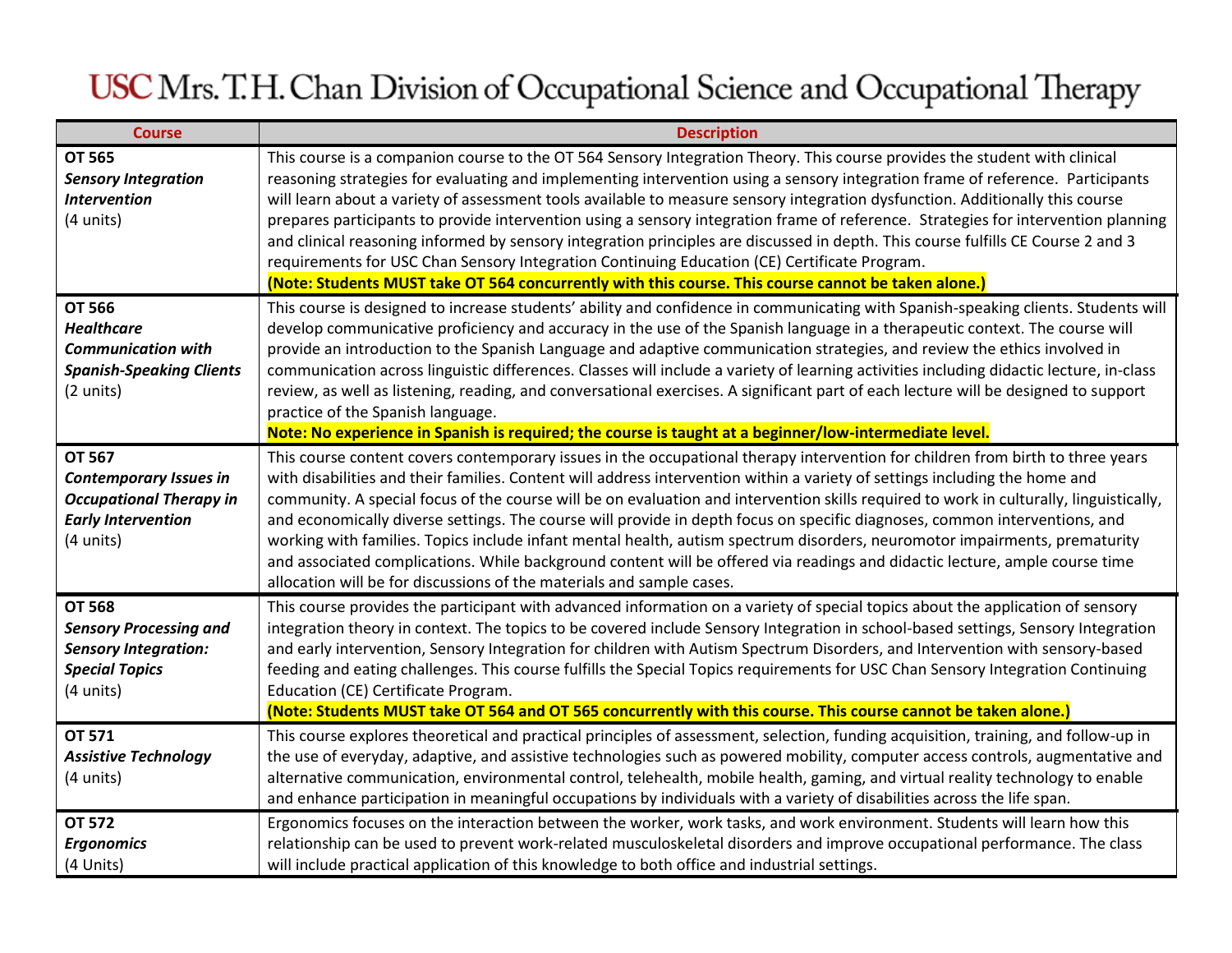# USC Mrs. T.H. Chan Division of Occupational Science and Occupational Therapy

| Course | Description |
| --- | --- |
| **OT 565** ***Sensory Integration Intervention*** (4 units) | This course is a companion course to the OT 564 Sensory Integration Theory. This course provides the student with clinical reasoning strategies for evaluating and implementing intervention using a sensory integration frame of reference. Participants will learn about a variety of assessment tools available to measure sensory integration dysfunction. Additionally this course prepares participants to provide intervention using a sensory integration frame of reference. Strategies for intervention planning and clinical reasoning informed by sensory integration principles are discussed in depth. This course fulfills CE Course 2 and 3 requirements for USC Chan Sensory Integration Continuing Education (CE) Certificate Program. **(Note: Students MUST take OT 564 concurrently with this course. This course cannot be taken alone.)** |
| **OT 566** ***Healthcare Communication with Spanish-Speaking Clients*** (2 units) | This course is designed to increase students' ability and confidence in communicating with Spanish-speaking clients. Students will develop communicative proficiency and accuracy in the use of the Spanish language in a therapeutic context. The course will provide an introduction to the Spanish Language and adaptive communication strategies, and review the ethics involved in communication across linguistic differences. Classes will include a variety of learning activities including didactic lecture, in-class review, as well as listening, reading, and conversational exercises. A significant part of each lecture will be designed to support practice of the Spanish language. **Note: No experience in Spanish is required; the course is taught at a beginner/low-intermediate level.** |
| **OT 567** ***Contemporary Issues in Occupational Therapy in Early Intervention*** (4 units) | This course content covers contemporary issues in the occupational therapy intervention for children from birth to three years with disabilities and their families. Content will address intervention within a variety of settings including the home and community. A special focus of the course will be on evaluation and intervention skills required to work in culturally, linguistically, and economically diverse settings. The course will provide in depth focus on specific diagnoses, common interventions, and working with families. Topics include infant mental health, autism spectrum disorders, neuromotor impairments, prematurity and associated complications. While background content will be offered via readings and didactic lecture, ample course time allocation will be for discussions of the materials and sample cases. |
| **OT 568** ***Sensory Processing and Sensory Integration: Special Topics*** (4 units) | This course provides the participant with advanced information on a variety of special topics about the application of sensory integration theory in context. The topics to be covered include Sensory Integration in school-based settings, Sensory Integration and early intervention, Sensory Integration for children with Autism Spectrum Disorders, and Intervention with sensory-based feeding and eating challenges. This course fulfills the Special Topics requirements for USC Chan Sensory Integration Continuing Education (CE) Certificate Program. **(Note: Students MUST take OT 564 and OT 565 concurrently with this course. This course cannot be taken alone.)** |
| **OT 571** ***Assistive Technology*** (4 units) | This course explores theoretical and practical principles of assessment, selection, funding acquisition, training, and follow-up in the use of everyday, adaptive, and assistive technologies such as powered mobility, computer access controls, augmentative and alternative communication, environmental control, telehealth, mobile health, gaming, and virtual reality technology to enable and enhance participation in meaningful occupations by individuals with a variety of disabilities across the life span. |
| **OT 572** ***Ergonomics*** (4 Units) | Ergonomics focuses on the interaction between the worker, work tasks, and work environment. Students will learn how this relationship can be used to prevent work-related musculoskeletal disorders and improve occupational performance. The class will include practical application of this knowledge to both office and industrial settings. |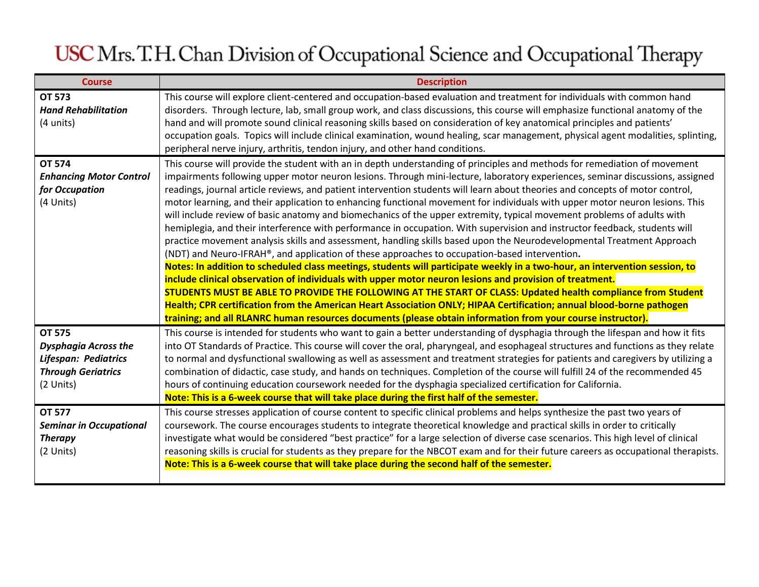# USC Mrs. T.H. Chan Division of Occupational Science and Occupational Therapy

| Course | Description |
|---|---|
| **OT 573**<br>***Hand Rehabilitation***<br>(4 units) | This course will explore client-centered and occupation-based evaluation and treatment for individuals with common hand disorders. Through lecture, lab, small group work, and class discussions, this course will emphasize functional anatomy of the hand and will promote sound clinical reasoning skills based on consideration of key anatomical principles and patients' occupation goals. Topics will include clinical examination, wound healing, scar management, physical agent modalities, splinting, peripheral nerve injury, arthritis, tendon injury, and other hand conditions. |
| **OT 574**<br>***Enhancing Motor Control for Occupation***<br>(4 Units) | This course will provide the student with an in depth understanding of principles and methods for remediation of movement impairments following upper motor neuron lesions. Through mini-lecture, laboratory experiences, seminar discussions, assigned readings, journal article reviews, and patient intervention students will learn about theories and concepts of motor control, motor learning, and their application to enhancing functional movement for individuals with upper motor neuron lesions. This will include review of basic anatomy and biomechanics of the upper extremity, typical movement problems of adults with hemiplegia, and their interference with performance in occupation. With supervision and instructor feedback, students will practice movement analysis skills and assessment, handling skills based upon the Neurodevelopmental Treatment Approach (NDT) and Neuro-IFRAH®, and application of these approaches to occupation-based intervention.<br>**Notes: In addition to scheduled class meetings, students will participate weekly in a two-hour, an intervention session, to include clinical observation of individuals with upper motor neuron lesions and provision of treatment.**<br>**STUDENTS MUST BE ABLE TO PROVIDE THE FOLLOWING AT THE START OF CLASS: Updated health compliance from Student Health; CPR certification from the American Heart Association ONLY; HIPAA Certification; annual blood-borne pathogen training; and all RLANRC human resources documents (please obtain information from your course instructor).** |
| **OT 575**<br>***Dysphagia Across the Lifespan: Pediatrics Through Geriatrics***<br>(2 Units) | This course is intended for students who want to gain a better understanding of dysphagia through the lifespan and how it fits into OT Standards of Practice. This course will cover the oral, pharyngeal, and esophageal structures and functions as they relate to normal and dysfunctional swallowing as well as assessment and treatment strategies for patients and caregivers by utilizing a combination of didactic, case study, and hands on techniques. Completion of the course will fulfill 24 of the recommended 45 hours of continuing education coursework needed for the dysphagia specialized certification for California.<br>**Note: This is a 6-week course that will take place during the first half of the semester.** |
| **OT 577**<br>***Seminar in Occupational Therapy***<br>(2 Units) | This course stresses application of course content to specific clinical problems and helps synthesize the past two years of coursework. The course encourages students to integrate theoretical knowledge and practical skills in order to critically investigate what would be considered "best practice" for a large selection of diverse case scenarios. This high level of clinical reasoning skills is crucial for students as they prepare for the NBCOT exam and for their future careers as occupational therapists.<br>**Note: This is a 6-week course that will take place during the second half of the semester.** |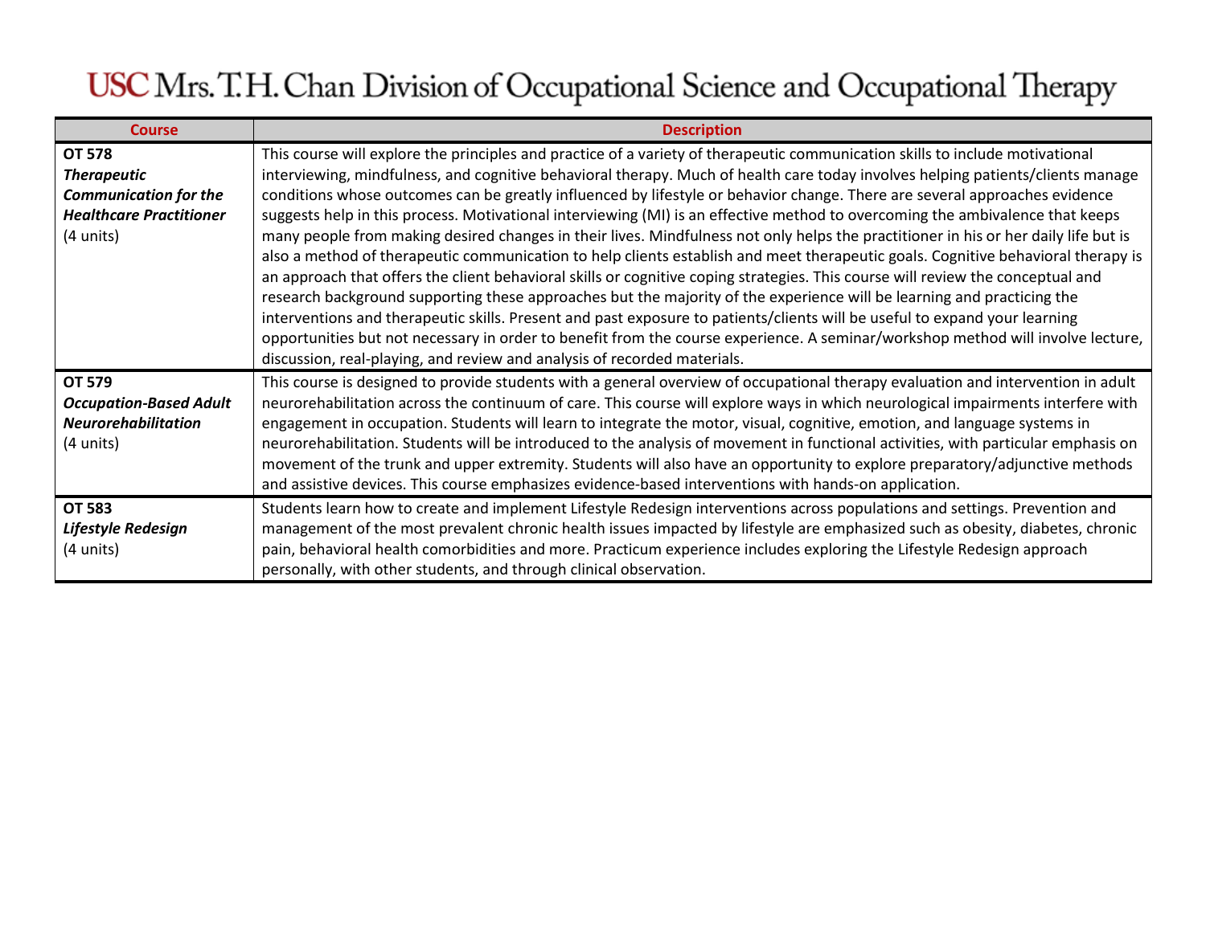# USC Mrs. T.H. Chan Division of Occupational Science and Occupational Therapy

| Course | Description |
|---|---|
| **OT 578** ***Therapeutic Communication for the Healthcare Practitioner*** (4 units) | This course will explore the principles and practice of a variety of therapeutic communication skills to include motivational interviewing, mindfulness, and cognitive behavioral therapy. Much of health care today involves helping patients/clients manage conditions whose outcomes can be greatly influenced by lifestyle or behavior change. There are several approaches evidence suggests help in this process. Motivational interviewing (MI) is an effective method to overcoming the ambivalence that keeps many people from making desired changes in their lives. Mindfulness not only helps the practitioner in his or her daily life but is also a method of therapeutic communication to help clients establish and meet therapeutic goals. Cognitive behavioral therapy is an approach that offers the client behavioral skills or cognitive coping strategies. This course will review the conceptual and research background supporting these approaches but the majority of the experience will be learning and practicing the interventions and therapeutic skills. Present and past exposure to patients/clients will be useful to expand your learning opportunities but not necessary in order to benefit from the course experience. A seminar/workshop method will involve lecture, discussion, real-playing, and review and analysis of recorded materials. |
| **OT 579** ***Occupation-Based Adult Neurorehabilitation*** (4 units) | This course is designed to provide students with a general overview of occupational therapy evaluation and intervention in adult neurorehabilitation across the continuum of care. This course will explore ways in which neurological impairments interfere with engagement in occupation. Students will learn to integrate the motor, visual, cognitive, emotion, and language systems in neurorehabilitation. Students will be introduced to the analysis of movement in functional activities, with particular emphasis on movement of the trunk and upper extremity. Students will also have an opportunity to explore preparatory/adjunctive methods and assistive devices. This course emphasizes evidence-based interventions with hands-on application. |
| **OT 583** ***Lifestyle Redesign*** (4 units) | Students learn how to create and implement Lifestyle Redesign interventions across populations and settings. Prevention and management of the most prevalent chronic health issues impacted by lifestyle are emphasized such as obesity, diabetes, chronic pain, behavioral health comorbidities and more. Practicum experience includes exploring the Lifestyle Redesign approach personally, with other students, and through clinical observation. |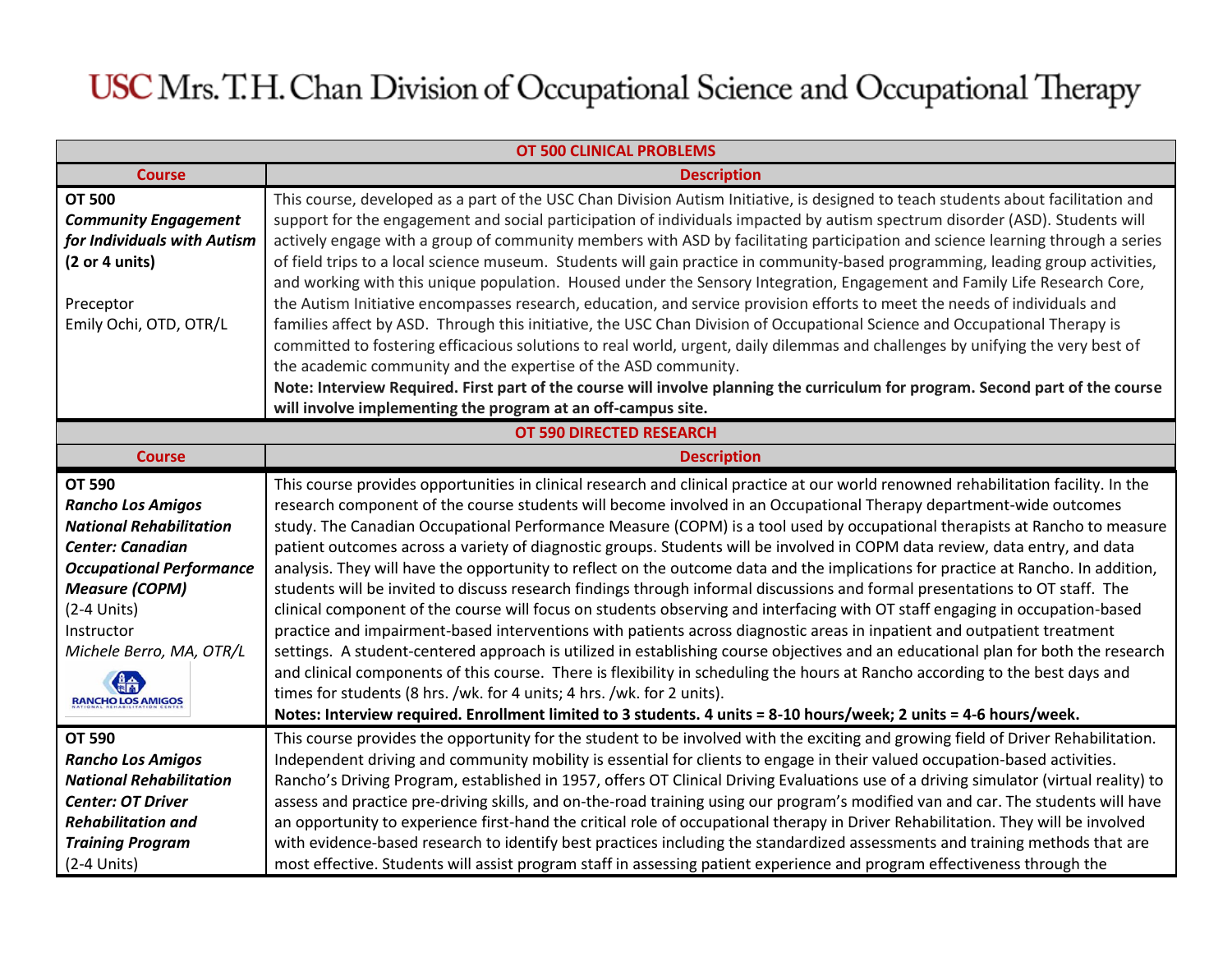# USC Mrs. T.H. Chan Division of Occupational Science and Occupational Therapy

| OT 500 CLINICAL PROBLEMS | |
|---|---|
| **Course** | **Description** |
| **OT 500**<br>***Community Engagement for Individuals with Autism***<br>**(2 or 4 units)**<br><br>Preceptor<br>Emily Ochi, OTD, OTR/L | This course, developed as a part of the USC Chan Division Autism Initiative, is designed to teach students about facilitation and support for the engagement and social participation of individuals impacted by autism spectrum disorder (ASD). Students will actively engage with a group of community members with ASD by facilitating participation and science learning through a series of field trips to a local science museum. Students will gain practice in community-based programming, leading group activities, and working with this unique population. Housed under the Sensory Integration, Engagement and Family Life Research Core, the Autism Initiative encompasses research, education, and service provision efforts to meet the needs of individuals and families affect by ASD. Through this initiative, the USC Chan Division of Occupational Science and Occupational Therapy is committed to fostering efficacious solutions to real world, urgent, daily dilemmas and challenges by unifying the very best of the academic community and the expertise of the ASD community.<br>**Note: Interview Required. First part of the course will involve planning the curriculum for program. Second part of the course will involve implementing the program at an off-campus site.** |

| OT 590 DIRECTED RESEARCH | |
|---|---|
| **Course** | **Description** |
| **OT 590**<br>***Rancho Los Amigos National Rehabilitation Center: Canadian Occupational Performance Measure (COPM)***<br>(2-4 Units)<br>Instructor<br>*Michele Berro, MA, OTR/L*<br>RANCHO LOS AMIGOS NATIONAL REHABILITATION CENTER | This course provides opportunities in clinical research and clinical practice at our world renowned rehabilitation facility. In the research component of the course students will become involved in an Occupational Therapy department-wide outcomes study. The Canadian Occupational Performance Measure (COPM) is a tool used by occupational therapists at Rancho to measure patient outcomes across a variety of diagnostic groups. Students will be involved in COPM data review, data entry, and data analysis. They will have the opportunity to reflect on the outcome data and the implications for practice at Rancho. In addition, students will be invited to discuss research findings through informal discussions and formal presentations to OT staff. The clinical component of the course will focus on students observing and interfacing with OT staff engaging in occupation-based practice and impairment-based interventions with patients across diagnostic areas in inpatient and outpatient treatment settings. A student-centered approach is utilized in establishing course objectives and an educational plan for both the research and clinical components of this course. There is flexibility in scheduling the hours at Rancho according to the best days and times for students (8 hrs. /wk. for 4 units; 4 hrs. /wk. for 2 units).<br>**Notes: Interview required. Enrollment limited to 3 students. 4 units = 8-10 hours/week; 2 units = 4-6 hours/week.** |
| **OT 590**<br>***Rancho Los Amigos National Rehabilitation Center: OT Driver Rehabilitation and Training Program***<br>(2-4 Units) | This course provides the opportunity for the student to be involved with the exciting and growing field of Driver Rehabilitation. Independent driving and community mobility is essential for clients to engage in their valued occupation-based activities. Rancho's Driving Program, established in 1957, offers OT Clinical Driving Evaluations use of a driving simulator (virtual reality) to assess and practice pre-driving skills, and on-the-road training using our program's modified van and car. The students will have an opportunity to experience first-hand the critical role of occupational therapy in Driver Rehabilitation. They will be involved with evidence-based research to identify best practices including the standardized assessments and training methods that are most effective. Students will assist program staff in assessing patient experience and program effectiveness through the |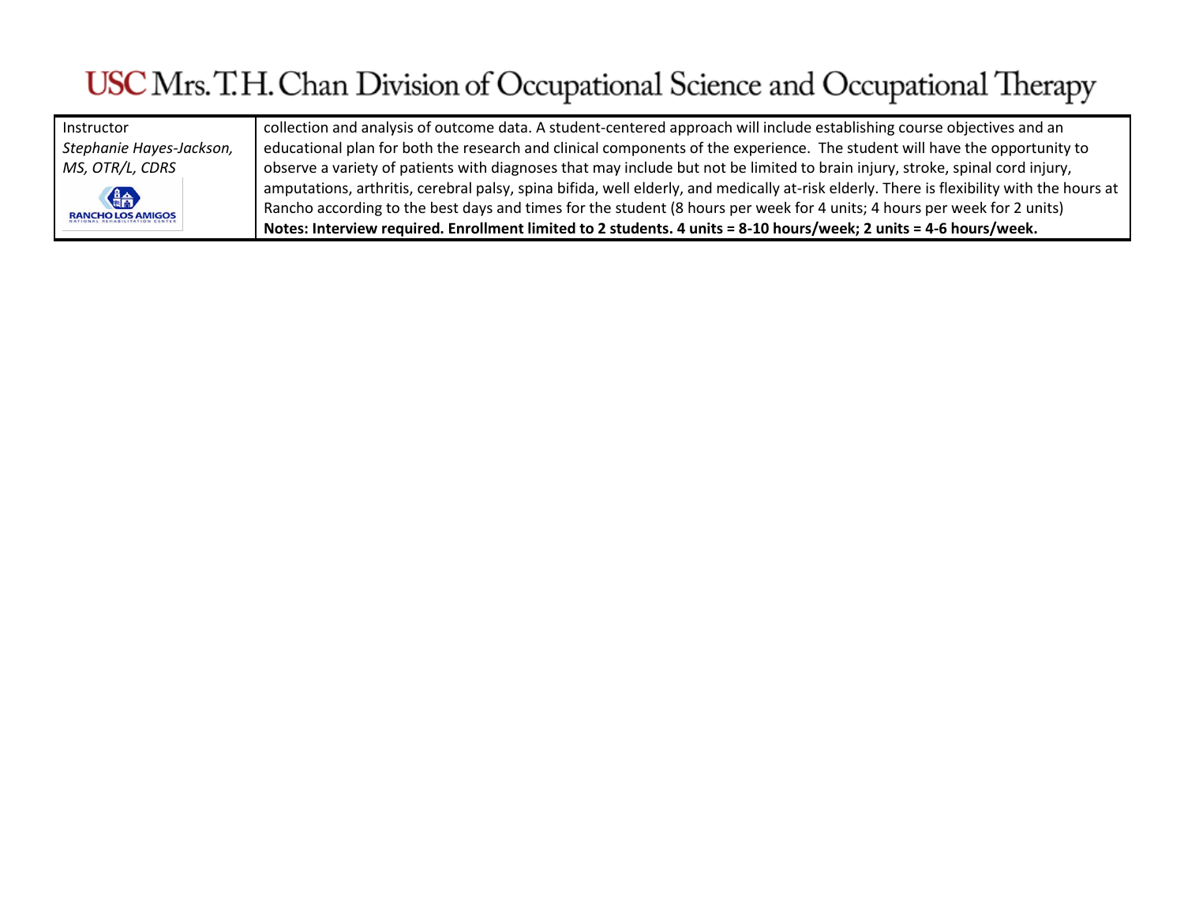| | |
|---|---|
| Instructor<br>*Stephanie Hayes-Jackson, MS, OTR/L, CDRS*<br>RANCHO LOS AMIGOS | collection and analysis of outcome data. A student-centered approach will include establishing course objectives and an educational plan for both the research and clinical components of the experience. The student will have the opportunity to observe a variety of patients with diagnoses that may include but not be limited to brain injury, stroke, spinal cord injury, amputations, arthritis, cerebral palsy, spina bifida, well elderly, and medically at-risk elderly. There is flexibility with the hours at Rancho according to the best days and times for the student (8 hours per week for 4 units; 4 hours per week for 2 units)<br>**Notes: Interview required. Enrollment limited to 2 students. 4 units = 8-10 hours/week; 2 units = 4-6 hours/week.** |